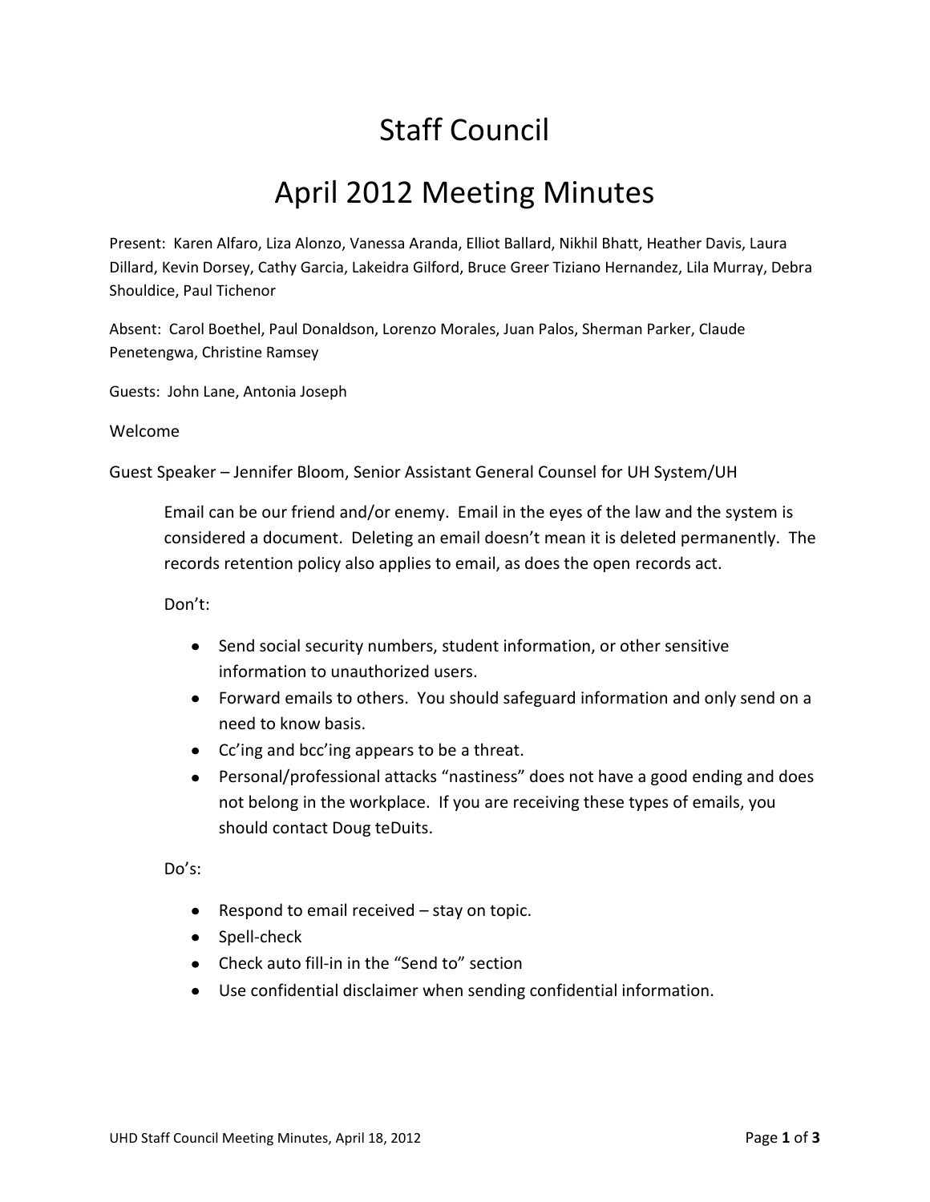# Staff Council

# April 2012 Meeting Minutes

Present: Karen Alfaro, Liza Alonzo, Vanessa Aranda, Elliot Ballard, Nikhil Bhatt, Heather Davis, Laura Dillard, Kevin Dorsey, Cathy Garcia, Lakeidra Gilford, Bruce Greer Tiziano Hernandez, Lila Murray, Debra Shouldice, Paul Tichenor

Absent: Carol Boethel, Paul Donaldson, Lorenzo Morales, Juan Palos, Sherman Parker, Claude Penetengwa, Christine Ramsey

Guests: John Lane, Antonia Joseph

Welcome

Guest Speaker – Jennifer Bloom, Senior Assistant General Counsel for UH System/UH

Email can be our friend and/or enemy. Email in the eyes of the law and the system is considered a document. Deleting an email doesn't mean it is deleted permanently. The records retention policy also applies to email, as does the open records act.

Don't:

- Send social security numbers, student information, or other sensitive information to unauthorized users.
- Forward emails to others. You should safeguard information and only send on a need to know basis.
- Cc'ing and bcc'ing appears to be a threat.
- Personal/professional attacks "nastiness" does not have a good ending and does not belong in the workplace. If you are receiving these types of emails, you should contact Doug teDuits.

Do's:

- Respond to email received – stay on topic.
- Spell-check
- Check auto fill-in in the "Send to" section
- Use confidential disclaimer when sending confidential information.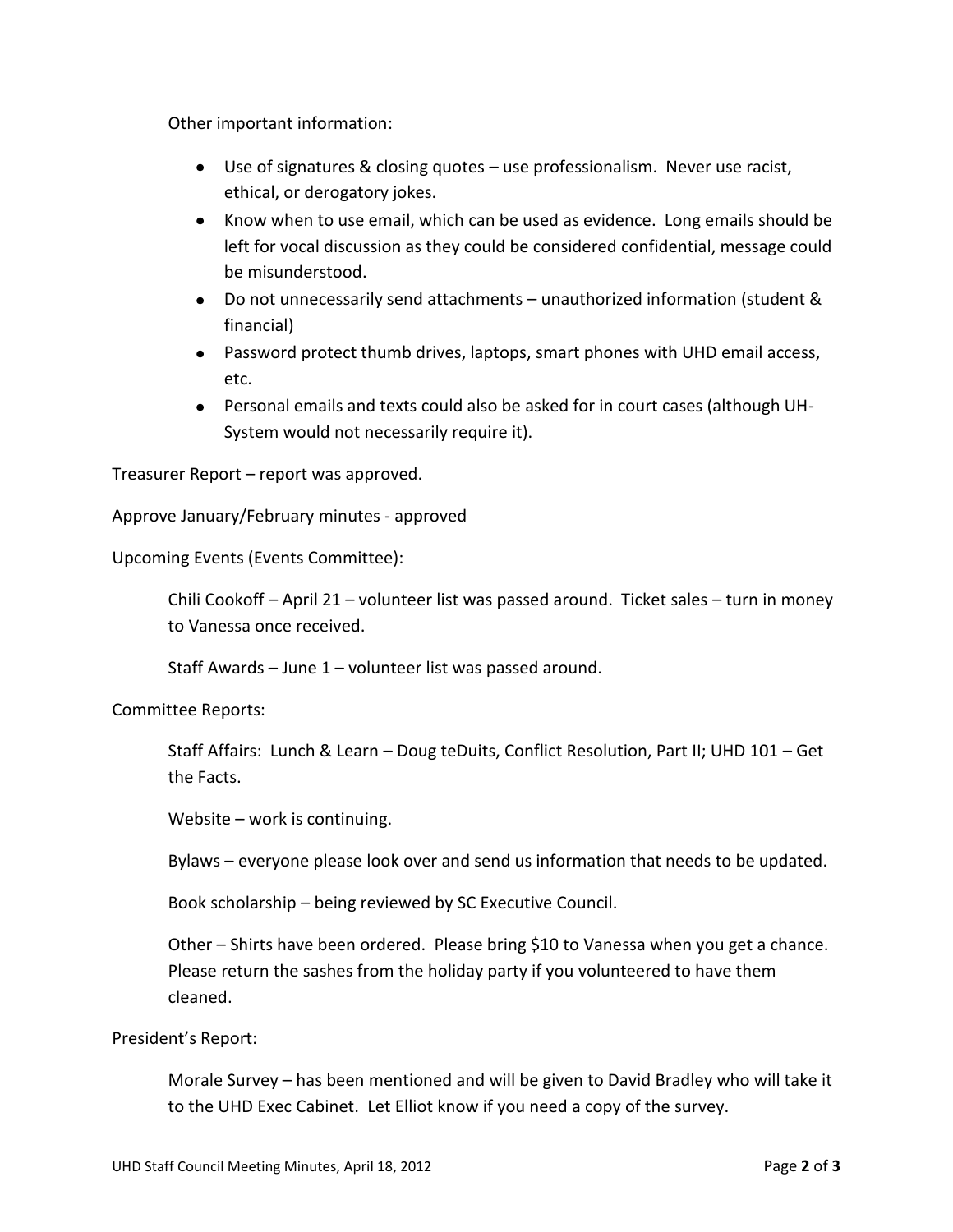Other important information:

- Use of signatures & closing quotes – use professionalism. Never use racist, ethical, or derogatory jokes.
- Know when to use email, which can be used as evidence. Long emails should be left for vocal discussion as they could be considered confidential, message could be misunderstood.
- Do not unnecessarily send attachments – unauthorized information (student & financial)
- Password protect thumb drives, laptops, smart phones with UHD email access, etc.
- Personal emails and texts could also be asked for in court cases (although UH-System would not necessarily require it).

Treasurer Report – report was approved.

Approve January/February minutes - approved

Upcoming Events (Events Committee):

Chili Cookoff – April 21 – volunteer list was passed around. Ticket sales – turn in money to Vanessa once received.

Staff Awards – June 1 – volunteer list was passed around.

Committee Reports:

Staff Affairs: Lunch & Learn – Doug teDuits, Conflict Resolution, Part II; UHD 101 – Get the Facts.

Website – work is continuing.

Bylaws – everyone please look over and send us information that needs to be updated.

Book scholarship – being reviewed by SC Executive Council.

Other – Shirts have been ordered. Please bring $10 to Vanessa when you get a chance. Please return the sashes from the holiday party if you volunteered to have them cleaned.

President's Report:

Morale Survey – has been mentioned and will be given to David Bradley who will take it to the UHD Exec Cabinet. Let Elliot know if you need a copy of the survey.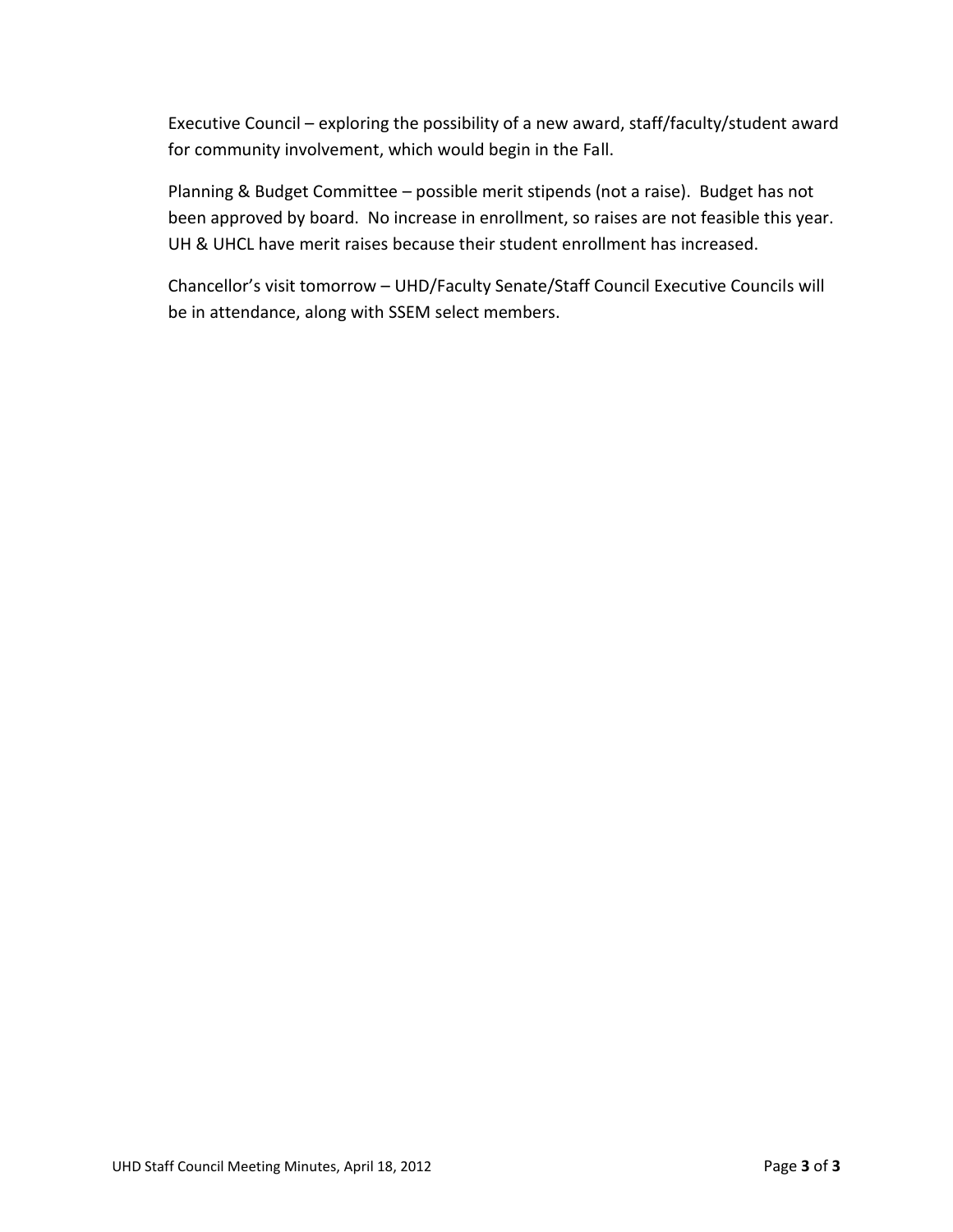Executive Council – exploring the possibility of a new award, staff/faculty/student award for community involvement, which would begin in the Fall.

Planning & Budget Committee – possible merit stipends (not a raise). Budget has not been approved by board. No increase in enrollment, so raises are not feasible this year. UH & UHCL have merit raises because their student enrollment has increased.

Chancellor's visit tomorrow – UHD/Faculty Senate/Staff Council Executive Councils will be in attendance, along with SSEM select members.